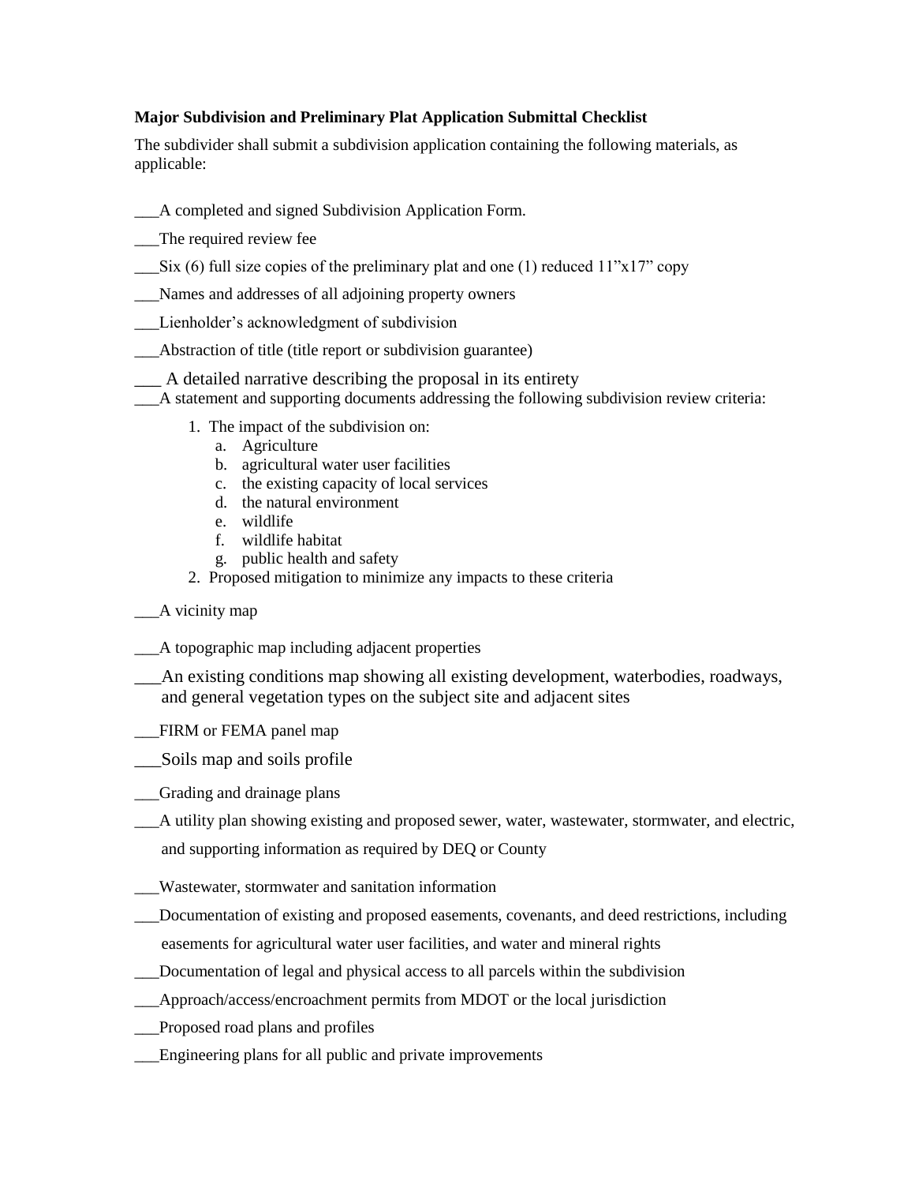**Major Subdivision and Preliminary Plat Application Submittal Checklist**

The subdivider shall submit a subdivision application containing the following materials, as applicable:

___A completed and signed Subdivision Application Form.

___The required review fee

___Six (6) full size copies of the preliminary plat and one (1) reduced 11"x17" copy

___Names and addresses of all adjoining property owners

___Lienholder's acknowledgment of subdivision

___Abstraction of title (title report or subdivision guarantee)

___ A detailed narrative describing the proposal in its entirety

___A statement and supporting documents addressing the following subdivision review criteria:

1. The impact of the subdivision on:
   a. Agriculture
   b. agricultural water user facilities
   c. the existing capacity of local services
   d. the natural environment
   e. wildlife
   f. wildlife habitat
   g. public health and safety
2. Proposed mitigation to minimize any impacts to these criteria

___A vicinity map

___A topographic map including adjacent properties

___An existing conditions map showing all existing development, waterbodies, roadways, and general vegetation types on the subject site and adjacent sites

___FIRM or FEMA panel map

___Soils map and soils profile

___Grading and drainage plans

___A utility plan showing existing and proposed sewer, water, wastewater, stormwater, and electric, and supporting information as required by DEQ or County

___Wastewater, stormwater and sanitation information

___Documentation of existing and proposed easements, covenants, and deed restrictions, including easements for agricultural water user facilities, and water and mineral rights

___Documentation of legal and physical access to all parcels within the subdivision

___Approach/access/encroachment permits from MDOT or the local jurisdiction

___Proposed road plans and profiles

___Engineering plans for all public and private improvements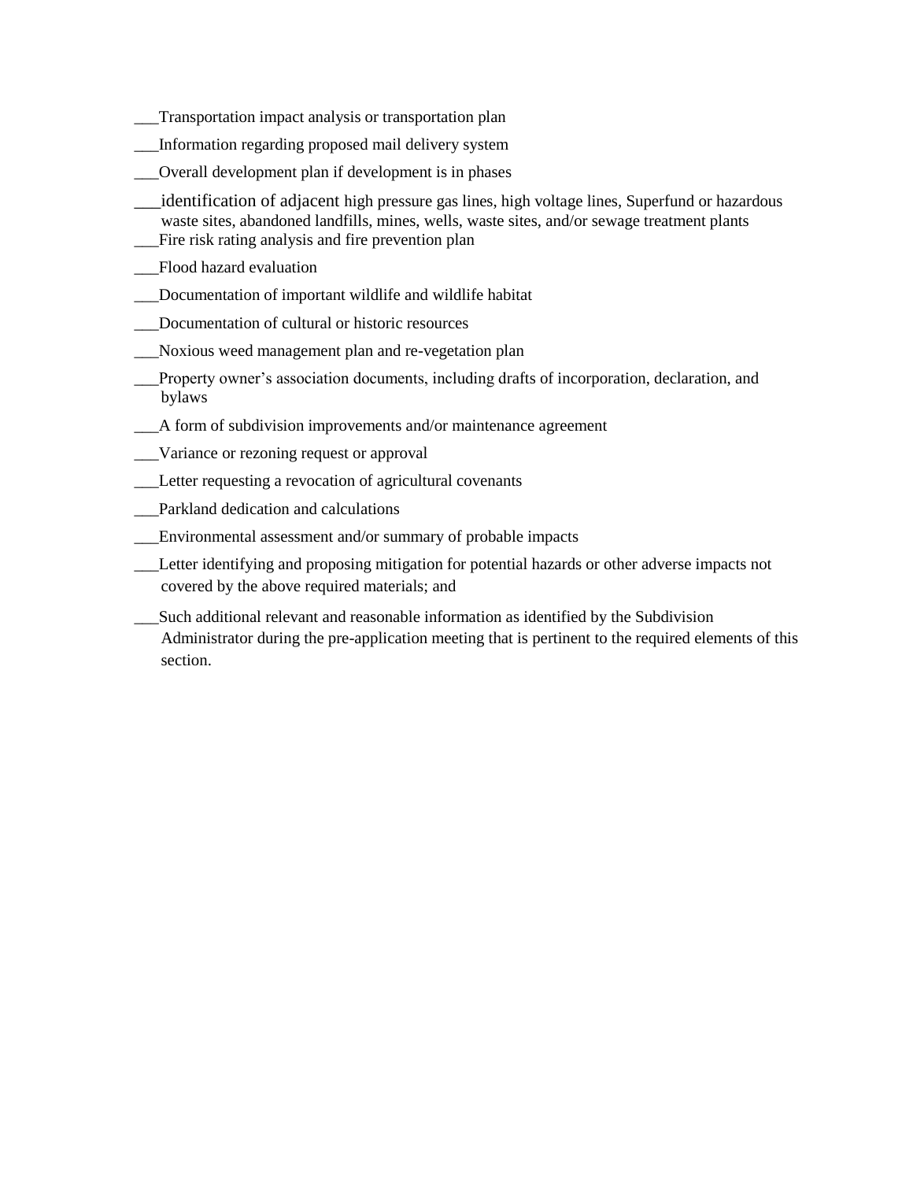___Transportation impact analysis or transportation plan

___Information regarding proposed mail delivery system

___Overall development plan if development is in phases

___identification of adjacent high pressure gas lines, high voltage lines, Superfund or hazardous waste sites, abandoned landfills, mines, wells, waste sites, and/or sewage treatment plants

___Fire risk rating analysis and fire prevention plan

___Flood hazard evaluation

___Documentation of important wildlife and wildlife habitat

___Documentation of cultural or historic resources

___Noxious weed management plan and re-vegetation plan

___Property owner's association documents, including drafts of incorporation, declaration, and bylaws

___A form of subdivision improvements and/or maintenance agreement

___Variance or rezoning request or approval

___Letter requesting a revocation of agricultural covenants

___Parkland dedication and calculations

___Environmental assessment and/or summary of probable impacts

___Letter identifying and proposing mitigation for potential hazards or other adverse impacts not covered by the above required materials; and

___Such additional relevant and reasonable information as identified by the Subdivision Administrator during the pre-application meeting that is pertinent to the required elements of this section.